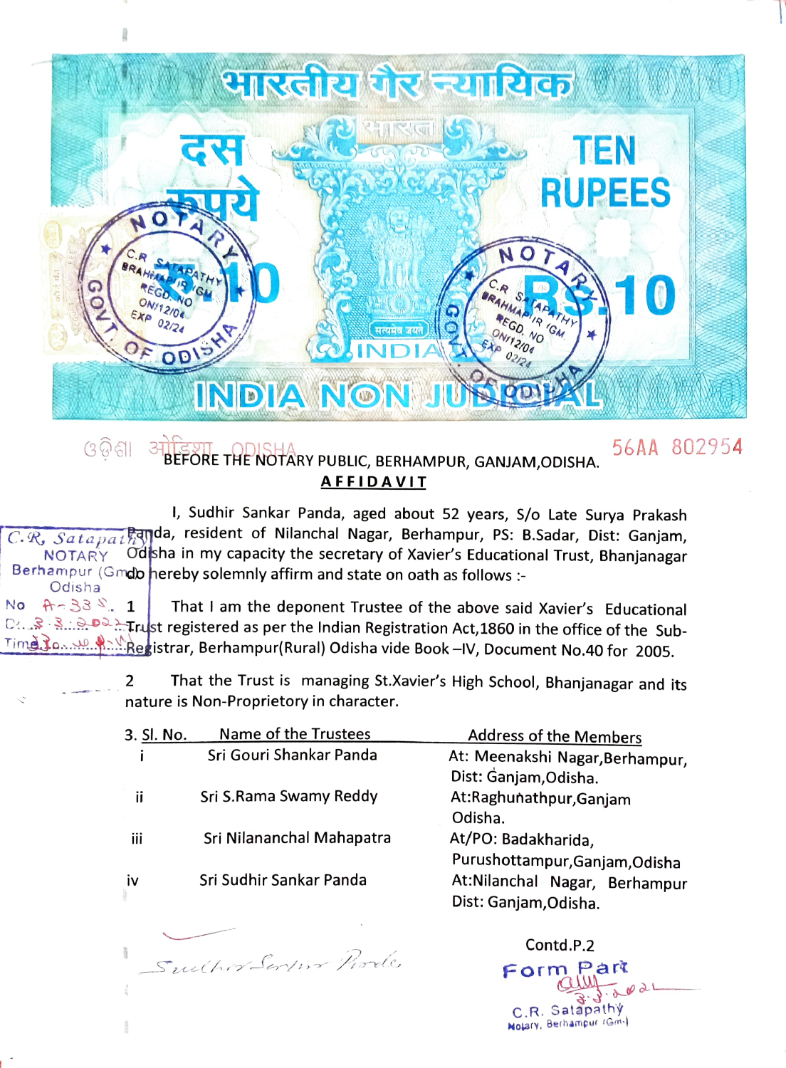भारतीय गैर न्यायिक

दस रुपये

TEN RUPEES

Rs.10

INDIA NON JUDICIAL

ଓଡ଼ିଶା ओडिशा ODISHA

56AA 802954

BEFORE THE NOTARY PUBLIC, BERHAMPUR, GANJAM, ODISHA.

**AFFIDAVIT**

I, Sudhir Sankar Panda, aged about 52 years, S/o Late Surya Prakash Panda, resident of Nilanchal Nagar, Berhampur, PS: B.Sadar, Dist: Ganjam, Odisha in my capacity the secretary of Xavier's Educational Trust, Bhanjanagar do hereby solemnly affirm and state on oath as follows :-

1. That I am the deponent Trustee of the above said Xavier's Educational Trust registered as per the Indian Registration Act,1860 in the office of the Sub-Registrar, Berhampur(Rural) Odisha vide Book –IV, Document No.40 for 2005.

2. That the Trust is managing St.Xavier's High School, Bhanjanagar and its nature is Non-Proprietory in character.

3.

| Sl. No. | Name of the Trustees | Address of the Members |
|---|---|---|
| i | Sri Gouri Shankar Panda | At: Meenakshi Nagar,Berhampur, Dist: Ganjam,Odisha. |
| ii | Sri S.Rama Swamy Reddy | At:Raghunathpur,Ganjam Odisha. |
| iii | Sri Nilananchal Mahapatra | At/PO: Badakharida, Purushottampur,Ganjam,Odisha |
| iv | Sri Sudhir Sankar Panda | At:Nilanchal Nagar, Berhampur Dist: Ganjam,Odisha. |

Sudhir Sankar Panda

Contd.P.2

Form Part

3.3.2021

C.R. Satapathy
Notary, Berhampur (Gm)

C.R. Satapathy
NOTARY
Berhampur (Gm)
Odisha
No A-338
Dt. 3.3.2021
Time 10.40 A.M.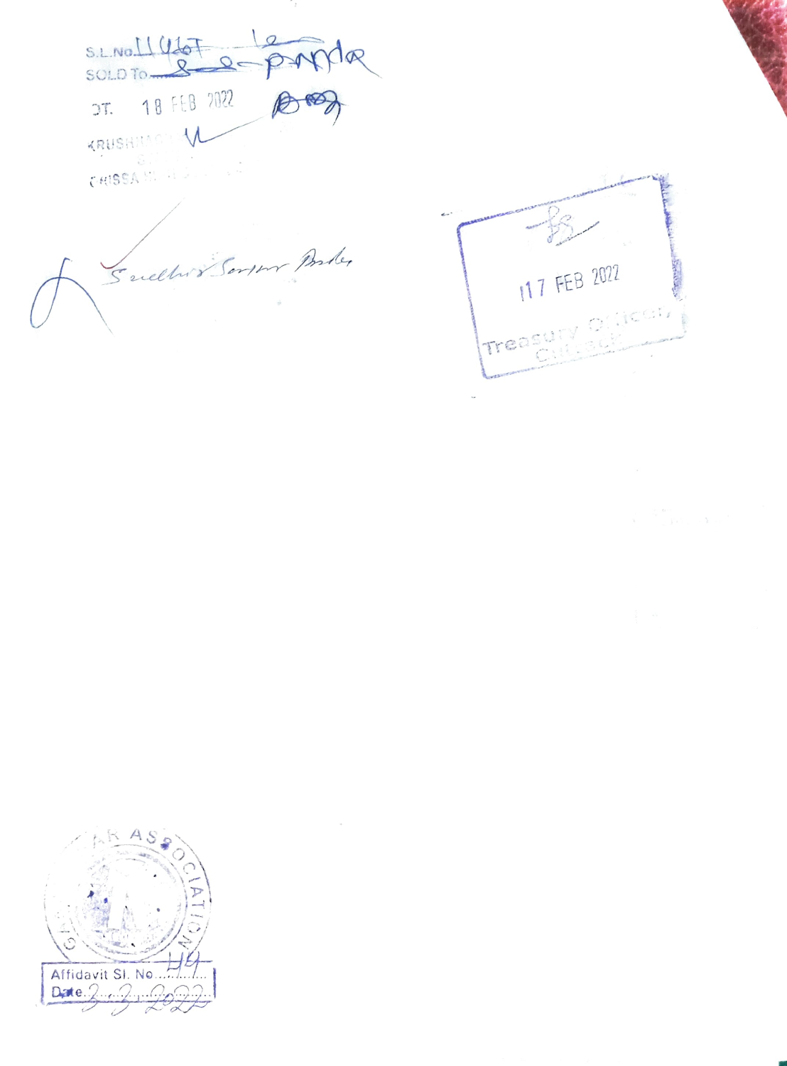S.L.No. 11467

SOLD TO

DT. 18 FEB 2022

KRUSHI...

ORISSA...

17 FEB 2022

Treasury Officer, Cuttack

BAR ASSOCIATION

Affidavit Sl. No. 44

Date 3-3-2022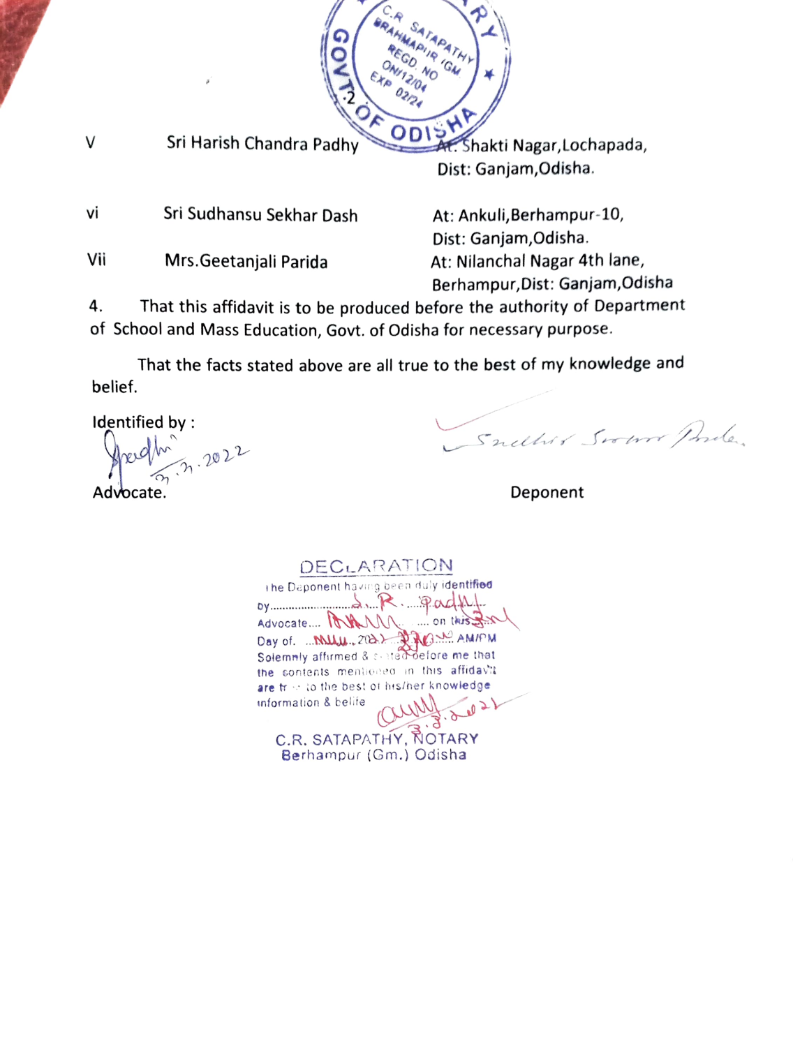| | | |
|---|---|---|
| V | Sri Harish Chandra Padhy | At: Shakti Nagar, Lochapada, Dist: Ganjam, Odisha. |
| vi | Sri Sudhansu Sekhar Dash | At: Ankuli, Berhampur-10, Dist: Ganjam, Odisha. |
| Vii | Mrs.Geetanjali Parida | At: Nilanchal Nagar 4th lane, Berhampur, Dist: Ganjam, Odisha |

4. That this affidavit is to be produced before the authority of Department of School and Mass Education, Govt. of Odisha for necessary purpose.

That the facts stated above are all true to the best of my knowledge and belief.

Identified by :

3.3.2022

Advocate.

Deponent

DECLARATION

The Deponent having been duly identified by ......S. R. Padhy...... Advocate.... on this 3rd Day of. ...Mar.. 2022 ... AM/PM Solemnly affirmed & stated before me that the contents mentioned in this affidavit are true to the best of his/her knowledge information & belife

3.3.2022

C.R. SATAPATHY, NOTARY
Berhampur (Gm.) Odisha

C.R. SATAPATHY BRAHMAPUR (GM) REGD. NO ON/12/04 EXP 02/24 GOVT. OF ODISHA